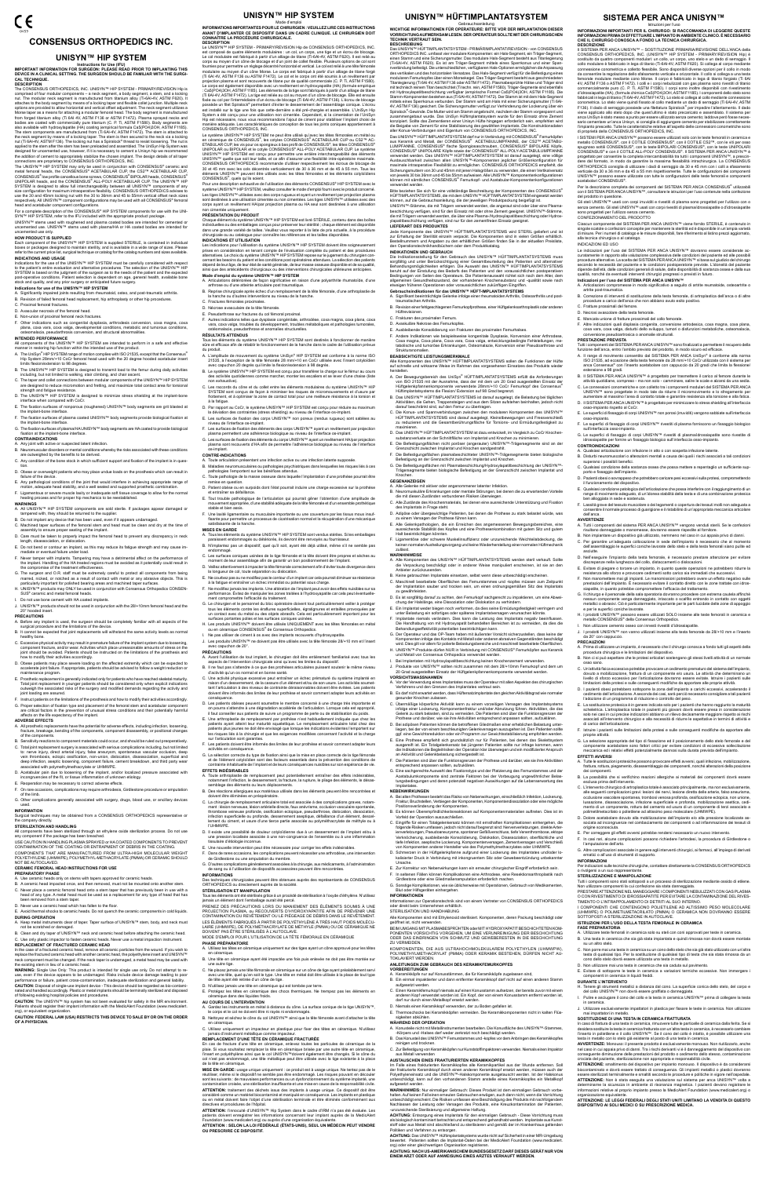# CONSENSUS ORTHOPEDICS INC.

## UNISYN™ HIP SYSTEM

Instructions for Use (IFU)

**IMPORTANT INFORMATION FOR SURGEON: PLEASE READ PRIOR TO IMPLANTING THIS DEVICE IN A CLINICAL SETTING. THE SURGEON SHOULD BE FAMILIAR WITH THE SURGICAL TECHNIQUE.**

### DESCRIPTION

The CONSENSUS ORTHOPEDICS, INC. UNISYN™ HIP SYSTEM - PRIMARY/REVISION Hip is comprised of four modular components - a neck segment, a body segment, a stem, and a locking nut. The modular neck segment is manufactured from titanium alloy (Ti-6Al-4V, ASTM F620). It attaches to the body segment by means of a locking taper and flexible collet junction. Multiple neck options are provided to allow horizontal and vertical offset adjustment. The neck segment utilizes a Morse taper as a means for attaching a modular femoral head. The body segment is manufactured from forged titanium alloy (Ti-6Al-4V, ASTM F136 or ASTM F1472). Plasma sprayed necks and bodies are coated with commercially pure titanium (C. P. Ti, ASTM F1580). Body segments are also available with hydroxylapatite (HA) coating (tricalcium phosphate-free). (ASTM F1185). The stem components are manufactured from (Ti-6Al-4V, ASTM F1472). The stem is attached to the neck segment by means of a locking taper. The stem is then secured to the neck via a locking nut (Ti-6Al-4V, ASTM F136). The locking nut has a Spiralock® thread to resist loosening. The nut is applied to the stem after the stem has been preloaded and assembled. The UniSyn Hip System was designed for cementless use, however, if it is necessary to cement a UniSyn hip we recommend the addition of cement to appropriately stabilize the chosen implant. The design details of all taper connections are proprietary to CONSENSUS ORTHOPEDICS, INC.

The UNISYN™ HIP SYSTEM may only be used in conjunction with CONSENSUS® ceramic and metal femoral heads, the CONSENSUS® ACETABULAR CUP, the CSI™ ACETABULAR CUP, CONSENSUS® Hemi modular femoral head, CONSENSUS® BIPOLAR HEADS, CONSENSUS® UNIPOLAR HEADS, and the CONSENSUS® ALL-POLY ACETABULAR CUP. The UNISYN™ HIP SYSTEM is designed to allow full interchangeability between all UNISYN™ components of any size configuration for maximum intraoperative flexibility. CONSENSUS ORTHOPEDICS advises to use the 32 and 40mm locking nut with the 30 to 36mm and 45 to 50mm vertical offset neck sizes respectively. All UNISYN™ component configurations may be used with all CONSENSUS® femoral head and acetabular component configurations.

For a complete description of the CONSENSUS® HIP SYSTEM components for use with the UNISYN™ HIP SYSTEM, refer to the IFU included with the appropriate product package.

UNISYN™ stems used with roughened and plasma coated bodies are intended for cemented or uncemented use. UNISYN™ stems used with plasma/HA or HA coated bodies are intended for uncemented use only.

### HOW PRODUCT IS SUPPLIED

Each component of the UNISYN™ HIP SYSTEM is supplied STERILE, is contained in individual boxes or packages designed to maintain sterility, and is available in a wide range of sizes. Please refer to the current price list, surgical technique or catalog for the catalog numbers and sizes available.

### INDICATIONS AND USAGE

Indications for the use of the UNISYN™ HIP SYSTEM must be carefully considered with respect to the patient's entire evaluation and alternative procedures. The selection of the UNISYN™ HIP SYSTEM is based on the judgment of the surgeon as to the needs of the patient and the expected post-operative conditions. Patient selection is dependent on age, general health, available bone stock and quality, and any prior surgery or anticipated future surgery.

**Indications for use of the UNISYN™ HIP SYSTEM**

A. Significantly impaired joints resulting from rheumatoid, osteo, and post-traumatic arthritis.
B. Revision of failed femoral head replacement, hip arthroplasty or other hip procedures.
C. Proximal femoral fractures.
D. Avascular necrosis of the femoral head.
E. Non-union of proximal femoral neck fractures.
F. Other indications such as congenital dysplasia, arthrodesis conversion, coxa magna, coxa plana, coxa vara, coxa valga, developmental conditions, metabolic and tumorous conditions, osteomalacia, pseudarthrosis conversion, and structural abnormalities.

### INTENDED PERFORMANCE

All components of the UNISYN™ HIP SYSTEM are intended to perform in a safe and effective manner in restoring hip function within the intended use of the product.

A. The UniSyn™ HIP SYSTEM range of motion complies with ISO 21535, except that the Consensus® Hip System 28mm+15 CoCr femoral head used with the 20 degree hooded acetabular insert limits flexion/extension to 98 degrees.
B. The UNISYN™ HIP SYSTEM is designed to transmit load to the femur during daily activities including, but not limited to walking, stair climbing, and chair ascent.
C. The taper and collet connections between modular components of the UNISYN™ HIP SYSTEM are designed to reduce micromotion and fretting, and maximize total contact area for increased strength and fatigue resistance.
D. The UNISYN™ HIP SYSTEM is designed to minimize stress shielding at the implant-bone interface when compared with CoCr.
E. The fixation surfaces of roughened (ROUGH) UNISYN™ body segments are grit blasted at the implant-bone interface.
F. The fixation surfaces of plasma coated UNISYN™ body segments provide biological fixation at the implant-bone interface.
G. The fixation surfaces of plasma/HA UNISYN™ body segments are HA coated to provide biological fixation at the implant-bone interface.

### CONTRAINDICATIONS

A. Any joint with active or suspected latent infection.
B. Neuromuscular disorders or mental conditions whereby the risks associated with these conditions are outweighed by the benefits to be derived.
C. Any condition of the bone stock in which sufficient support and fixation of the implant is in question.
D. Obese or overweight patients who may place undue loads on the prosthesis which can result in failure of the device.
E. Any pathological conditions of the joint that would interfere in achieving appropriate range of motion, adequate head stability, and a well seated and supported prosthetic combination.
F. Ligamentous or severe muscle laxity or inadequate soft tissue coverage to allow for the normal healing process and for proper hip mechanics to be reestablished.

### WARNINGS

A. All UNISYN™ HIP SYSTEM components are sold sterile. If packages appear damaged or tampered with, they should be returned to the supplier.
B. Do not implant any device that has been used, even if it appears undamaged.
C. Machined taper surfaces of the femoral stem and head must be clean and dry at the time of assembly to ensure proper seating of the implant.
D. Care must be taken to properly impact the femoral head to prevent any discrepancy in neck length, disassociation, or dislocation.
E. Do not bend or contour an implant, as this may reduce its fatigue strength and may cause immediate or eventual failure under load.
F. Never tamper with implants. Tampering may have a detrimental effect on the performance of the implant. Handling of the HA treated implants must be avoided as it potentially could result in the compromise of the treatment effectiveness.
G. The surgeon and O.R. staff must be extremely careful to protect all components from being marred, nicked, or notched as a result of contact with metal or any abrasive objects. This is particularly important for polished bearing areas and machined taper surfaces.
H. UNISYN™ products may ONLY be used in conjunction with Consensus Orthopedics CONSENSUS® ceramic and metal femoral heads.
I. Do not use bone cement with HA coated implants.
J. UNISYN™ products should not be used in conjunction with the 28/+10mm femoral head and the 20° hooded liner.

### PRECAUTIONS

A. Before any implant is used, the surgeon should be completely familiar with all aspects of the surgical procedure and the limitations of the device.
B. It cannot be expected that joint replacements will withstand the same activity levels as normal healthy bone.
C. Excessive physical activity may result in premature failure of the implant system due to loosening, component fracture, and/or wear. Activities which place unreasonable amounts of stress on the joint should be avoided. Patients should be instructed on the limitations of the prosthesis and how to modify their activities accordingly.
D. Obese patients may place severe loading on the affected extremity which can be expected to accelerate joint failure. If appropriate, patients should be advised to follow a weight reduction or maintenance program.
E. Prosthetic replacement is generally indicated only for patients who have reached skeletal maturity. Total joint replacement in younger patients should be considered only when expected outcomes outweigh the associated risks of the surgery and modified demands regarding the activity and joint loading are assured.
F. Instruct patients on the limitations of the prosthesis and how to modify their activities accordingly.
G. Proper selection of fixation type and placement of the femoral stem and acetabular component are critical factors in the prevention of unusual stress conditions and their potentially harmful effects on the life expectancy of the implant.

### ADVERSE EFFECTS

A. Asymptomatic replacements have the potential for adverse effects, including infection, loosening, fracture, breakage, bending of the components, component disassembly, or positional changes of the components.
B. Sensitivity reactions to component materials could occur, and should be ruled out preoperatively.
C. Total joint replacement surgery is associated with serious complications including, but not limited to: nerve injury, direct arterial injury, false aneurysm, spontaneous vascular occlusion, deep vein thrombosis, embolic complications, cardiovascular disorders, disassociation, superficial and deep infection, aseptic loosening, component fracture, cement breakdown, and third party wear associated with polymethylmethacrylate or UHMWPE.
D. Acetabular pain due to loosening of the implant, and/or localized pressure associated with incongruencies of the PE, or tissue inflammation of unknown etiology.
E. Reoperation may be necessary to correct adverse effects.
F. On rare occasions, complications may require arthrodesis, Girdlestone procedure or amputation of the limb.
G. Other complications generally associated with surgery, drugs, blood use, or ancillary devices used.

### INFORMATION

Surgical techniques may be obtained from a CONSENSUS ORTHOPEDICS representative or the company directly.

### STERILIZATION AND HANDLING

All components have been sterilized through an ethylene oxide sterilization process. Do not use any component if the package has been breached.

USE CAUTION IN HANDLING PLASMA SPRAYED or HA COATED COMPONENTS TO PREVENT CONTAMINATION OF THE COATING OR ENTRAPMENT OF DEBRIS IN THE COATING.

COMPONENTS THAT ARE MANUFACTURED FROM ULTRA-HIGH MOLECULAR WEIGHT POLYETHYLENE (UHMWPE), POLYMETHYL-METHACRYLATE (PMMA) OR CERAMIC SHOULD NOT BE AUTOCLAVED.

### CERAMIC FEMORAL HEAD INSTRUCTIONS FOR USE

**PREPARATORY PHASE**

A. Use ceramic femoral heads on stems with tapers approved for ceramic heads.
B. A ceramic head impacted once, and then removed, must not be mounted onto another stem.
C. Never place a ceramic femoral head onto a stem taper that has previously been in use with a head of any type. A metal head must be used as a replacement for any type of head that has been removed from a stem taper.
D. Never use a ceramic head which has fallen to the floor.
E. Avoid thermal shocks to ceramic heads. Do not quench the ceramic components in cold liquids.

**DURING OPERATION**

A. Keep metal instruments clear of taper. Taper surface of UNISYN™ stem, body, and neck must not be scratched or damaged.
B. Clean and dry taper of UNISYN™ neck and ceramic head before attaching the ceramic head.
C. Use only plastic impactor to fasten ceramic heads. Never use a metal impaction instrument.

**REPLACEMENT OF FRACTURED CERAMIC HEAD**

In the case of a fractured ceramic head, remove all ceramic particles from the wound. If you wish to replace the fractured ceramic head with another ceramic head, the polyethylene insert and UNISYN™ neck component must be changed. If the neck taper is undamaged, a metal head may be used with the existing stem in lieu of a ceramic head.

**WARNING:** Single Use Only. This product is intended for single use only. Do not attempt to re-use, even if the device appears to be undamaged. Reuse of this device could compromise its performance or lead to failure, patient cross-contamination, inadequate sterilization and general liability.

**CAUTION:** Disposal of single-use implant device - The device should be regarded as bio-contaminated and handled accordingly. Plastic or metal implants should be terminally sterilized and disposed of following existing hospital policies and procedures.

**CAUTION:** The UNISYN™ hip system has not been evaluated for safety in the MR environment. Patients should register their implant information with the MedicAlert Foundation (www.medicalert.org), or equivalent organization.

**CAUTION: FEDERAL LAW (USA) RESTRICTS THIS DEVICE TO SALE BY OR ON THE ORDER OF A PHYSICIAN.**

## UNISYN™ HIP SYSTEM

Mode d'emploi

**INFORMATIONS IMPORTANTES POUR LE CHIRURGIEN : VEUILLEZ LIRE CES INSTRUCTIONS AVANT D'IMPLANTER CE DISPOSITIF DANS UN CADRE CLINIQUE. LE CHIRURGIEN DOIT CONNAÎTRE LA PROCÉDURE CHIRURGICALE.**

### DESCRIPTION

Le UNISYN™ HIP SYSTEM - PRIMAIRE/RÉVISION Hip de CONSENSUS ORTHOPEDICS, INC. est composé de quatre éléments modulaires : un col, un corps, une tige et un écrou de blocage. Le col modulaire est fabriqué à partir d'un alliage de titane (Ti-6Al-4V, ASTM F620). Il est relié au corps au moyen d'un cône de blocage et d'un joint de collet flexible. Plusieurs options de col sont fournies pour permettre un réglage décentré horizontal et vertical. Le col est relié à une tête fémorale modulaire au moyen d'un cône Morse. Le corps est fabriqué à partir d'un alliage de titane forgé (Ti-6Al-4V, ASTM F136 ou ASTM F1472). Le col et le corps ont été soumis à un revêtement par projection plasma et sont recouverts de titane de qualité commerciale (C. P. Ti, ASTM F1580). Le corps est également disponible avec un revêtement en hydroxyapatite (HA) (formule exempte de phosphate tricalcique) (ASTM F1185). Les éléments de la tige sont fabriqués à partir d'un alliage de titane (Ti-6Al-4V, ASTM F1472). La tige est reliée au col au moyen d'un cône de blocage. Elle est ensuite fixée au col par l'intermédiaire d'un écrou de blocage (Ti-6Al-4V, ASTM F136). L'écrou de blocage possède un filet Spiralock® permettant d'éviter le desserrement. L'écrou est installé sur la tige une fois que celle-ci a été pré-chargée et assemblée. L'UniSyn Hip System a été conçu pour une utilisation non cimentée. Cependant, s'il est nécessaire de cimenter une hanche UniSyn, nous recommandons l'ajout de ciment pour stabiliser de manière adéquate l'implant choisi. Les caractéristiques de conception de tous les joints coniques appartiennent à CONSENSUS ORTHOPEDICS, INC.

Le UNISYN™ HIP SYSTEM ne peut être utilisé qu'avec les têtes fémorales en métal et en céramique de CONSENSUS®, les cotyles CONSENSUS® ACETABULAR CUP ou CSI™ ACETABULAR CUP, la tête fémorale modulaire Hemi de CONSENSUS®, les têtes CONSENSUS® BIPOLAR HEADS et UNIPOLAR HEADS ainsi que le CONSENSUS® ALL-POLY ACETABULAR CUP. Le UNISYN™ HIP SYSTEM est conçu pour permettre une entière interchangeabilité des éléments UNISYN™ de toute taille afin d'optimiser la flexibilité peropératoire. CONSENSUS ORTHOPEDICS recommande d'utiliser l'écrou de blocage de 32 et 40 mm avec les cols décentrés verticalement de 30 à 36 mm et de 45 à 50 mm respectivement. Toutes les configurations des éléments UNISYN™ peuvent être utilisées avec les têtes fémorales et les éléments cotyloïdiens CONSENSUS®, quels qu'ils soient.

Pour une description exhaustive de l'utilisation des éléments CONSENSUS® HIP SYSTEM avec le système UNISYN™ HIP SYSTEM, veuillez consulter le mode d'emploi fourni avec le produit concerné.

Les tiges UNISYN™ utilisées avec des corps rugueux et ayant un revêtement par projection plasma sont destinées à une utilisation cimentée ou non cimentée. Les tiges UNISYN™ utilisées avec des corps ayant un revêtement HA par projection plasma ou HA seul sont destinées à une utilisation non cimentée uniquement.

### PRÉSENTATION DU PRODUIT

Chaque élément du système UNISYN™ HIP SYSTEM est livré STÉRILE, contenu dans des boîtes individuelles ou des emballages conçus pour préserver leur stérilité ; chaque élément est disponible dans une gamme étendue de tailles. Veuillez vous reporter à la liste de prix actuelle, à la procédure chirurgicale ou au catalogue pour connaître les références et les tailles disponibles.

### INDICATIONS ET UTILISATION

Les indications pour l'utilisation du système UNISYN™ HIP SYSTEM doivent être soigneusement prises en considération en tenant compte de l'évaluation complète du patient et des procédures alternatives. Le choix du système UNISYN™ HIP SYSTEM repose sur le jugement du chirurgien concernant les besoins du patient et les conditions post-opératoires attendues. La sélection des patients dépend de leur âge, de leur état de santé général, de leur masse osseuse disponible et de sa qualité, ainsi que des éventuelles chirurgies ou des interventions chirurgicales ultérieures anticipées.

**Mode d'emploi du système UNISYN™ HIP SYSTEM**

A. Articulations détériorées de façon significative en raison d'une polyarthrite rhumatoïde, d'une arthrose ou d'une arthrite post-traumatique.
B. Reprise chirurgicale après échec d'un remplacement de la tête fémorale, d'une arthroplastie de la hanche ou d'autres interventions au niveau de la hanche.
C. Fractures fémorales proximales.
D. Nécrose avasculaire de la tête fémorale.
E. Pseudarthrose sur fractures du col fémoral proximal.
F. Autres indications telles que dysplasie congénitale, arthrodèse, coxa magna, coxa plana, coxa vara, coxa valga, troubles du développement, troubles métaboliques et pathologies tumorales, ostéomalacie, pseudarthrose et anomalies structurelles.

### RÉSULTATS ATTENDUS

Tous les éléments du système UNISYN™ HIP SYSTEM sont destinés à fonctionner de manière sûre et efficace afin de rétablir le fonctionnement de la hanche dans le cadre de l'utilisation prévue du produit.

A. L'amplitude de mouvement du système UniSyn™ HIP SYSTEM est conforme à la norme ISO 21535, à l'exception de la tête fémorale 28 mm+15 en CoCr utilisée avec l'insert cotyloïdien avec capuchon 20 degrés qui limite la flexion/extension à 98 degrés.
B. Le système UNISYN™ HIP SYSTEM est conçu pour transférer la charge sur le fémur au cours des activités quotidiennes comme marcher, monter les escaliers et se lever d'une chaise (liste non exhaustive).
C. Les raccords du cône et du collet entre les éléments modulaires du système UNISYN™ HIP SYSTEM sont conçus de façon à minimiser les risques de micromouvements et d'usure par frottement, et à optimiser la zone de contact totale pour une meilleure résistance à la torsion et à la fatigue.
D. Par rapport au CoCr, le système UNISYN™ HIP SYSTEM est conçu pour réduire au maximum la déviation des contraintes (stress shielding) au niveau de l'interface os-implant.
E. Les surfaces de fixation des corps UNISYN™ non poreux (rendus rugueux) sont sablées au niveau de l'interface os-implant.
F. Les surfaces de fixation des éléments des corps UNISYN™ ayant un revêtement par projection plasma permettent une adhérence biologique au niveau de l'interface os-implant.
G. Les surfaces de fixation des éléments du corps UNISYN™ ayant un revêtement HA par projection plasma sont recouverts d'HA afin de permettre l'adhérence biologique au niveau de l'interface os-implant.

### CONTRE-INDICATIONS

A. Toute articulation présentant une infection active ou une infection latente supposée.
B. Maladies neuromusculaires ou pathologies psychiatriques dans lesquelles les risques liés à ces pathologies l'emportent sur les bénéfices attendus.
C. Toute pathologie de la masse osseuse dans laquelle l'implantation d'une prothèse pourrait être remise en question.
D. Patient obèse ou en surpoids dont l'état pourrait induire une charge excessive sur la prothèse et entraîner sa défaillance.
E. Tout trouble pathologique de l'articulation qui pourrait gêner l'obtention d'une amplitude de mouvements appropriée, d'une stabilité adéquate de la tête fémorale et d'un ensemble prothétique stable et bien assis.
F. Une laxité ligamentaire ou musculaire importante ou une couverture par les tissus mous insuffisante pour permettre un processus de cicatrisation normal et la récupération d'une mécanique satisfaisante de la hanche.

### MISES EN GARDE

A. Tous les éléments du système UNISYN™ HIP SYSTEM sont vendus stériles. Si les emballages paraissent endommagés ou détériorés, ils doivent être renvoyés au fournisseur.
B. N'implantez pas un dispositif, quel qu'il soit, ayant été déjà utilisé, même s'il ne semble pas endommagé.
C. Les surfaces coniques usinées de la tige fémorale et la tête doivent être propres et sèches au moment de leur assemblage afin de garantir un bon positionnement de l'implant.
D. Veillez attentivement à impacter la tête fémorale correctement afin d'éviter toute divergence dans la longueur du col, toute séparation ou dislocation.
E. Ne courbez pas ou ne modifiez pas le contour d'un implant car cela pourrait diminuer sa résistance à la fatigue et entraîner un échec immédiat ou potentiel sous charge.
F. Ne modifiez jamais les implants. Une altération de l'implant peut avoir des effets nuisibles sur sa performance. Évitez de manipuler les implants traités à l'hydroxyapatite car cela peut potentiellement compromettre l'efficacité du traitement.
G. Le chirurgien et le personnel du bloc opératoire doivent tout particulièrement veiller à protéger tous les éléments contre les éraflures superficielles, égratignures et entailles provoquées par un contact avec du métal ou des objets abrasifs. Cela est particulièrement important pour les surfaces portantes polies et les surfaces coniques usinées.
H. Les produits UNISYN™ doivent être utilisés UNIQUEMENT avec les têtes fémorales en métal ou en céramique CONSENSUS® de Consensus Orthopedics.
I. Ne pas utiliser de ciment à os avec des implants recouverts d'hydroxyapatite.
J. Les produits UNISYN™ ne doivent pas être utilisés avec la tête fémorale 28/+10 mm et l'insert avec capuchon de 20°.

### PRÉCAUTIONS

A. Avant l'utilisation de tout implant, le chirurgien doit être entièrement familiarisé avec tous les aspects de l'intervention chirurgicale ainsi qu'avec les limites du dispositif.
B. Il ne faut pas s'attendre à ce que des prothèses articulaires puissent supporter le même niveau d'activité qu'un os normal et en bonne santé.
C. Une activité physique excessive peut entraîner un échec prématuré du système implanté en raison d'un desserrement, de la rupture d'un élément et/ou de son usure. Les activités soumettant l'articulation à des niveaux de contrainte déraisonnables doivent être évitées. Les patients doivent être informés des limites de leur prothèse et savoir comment adapter leurs activités en conséquence.
D. Les patients obèses peuvent soumettre le membre concerné à une charge très importante et on peut s'attendre à ce que cela accélère l'échec de l'articulation. Le cas échéant, les patients doivent être encouragés à suivre un programme de perte de poids ou de maintien du poids.
E. Une arthroplastie de remplacement par prothèse n'est habituellement indiquée que chez les patients ayant atteint leur maturité squelettique. Le remplacement articulaire total chez des patients plus jeunes ne doit être envisagé que lorsque les résultats escomptés l'emportent sur les risques liés à la chirurgie et que les exigences modifiées concernant l'activité et la charge sur l'articulation sont garanties.
F. Les patient doivent être informés des limites de leur prothèse et savoir comment adapter leurs activités en conséquence.
G. La sélection correcte du type de fixation ainsi que la mise en place correcte de la tige fémorale et de l'élément cotyloïdien sont des facteurs essentiels dans la prévention des conditions de contrainte inhabituelle de l'implant et de leurs conséquences nuisibles sur son espérance de vie.

### EFFETS INDÉSIRABLES

A. Toute arthroplastie de remplacement peut potentiellement entraîner des effets indésirables, notamment l'infection, le desserrement, la fracture, la rupture, le pliage des éléments, le désassemblage des éléments ou leurs déplacements.
B. Des réactions allergiques aux matériaux utilisés dans les éléments peuvent être rencontrées et doivent être éliminées en préopératoire.
C. La chirurgie de remplacement articulaire total est associée à des complications graves, notamment : lésion nerveuse, lésion artérielle directe, faux anévrisme, occlusion vasculaire spontanée, thrombose veineuse profonde, complications emboliques, pseudarthrose, désintégration, dissociation, infection superficielle ou profonde, desserrement aseptique, défaillance d'un élément, descellement du ciment, et usure d'une tierce partie associée au polyméthacrylate de méthyle ou à l'UHMWPE.
D. Il existe une possibilité de douleur cotyloïdienne due à un desserrement de l'implant et/ou à une pression localisée associée à une non-congruence de l'ensemble ou à une inflammation tissulaire d'étiologie inconnue.
E. Une nouvelle intervention peut être nécessaire pour corriger les effets indésirables.
F. Dans de rares occasions, les complications peuvent nécessiter une arthrodèse, une intervention de Girdlestone ou une amputation du membre.
G. D'autres complications généralement associées à la chirurgie, aux médicaments, à l'administration de sang ou à l'utilisation de dispositifs accessoires peuvent être rencontrées.

### INFORMATIONS

Des techniques chirurgicales peuvent être obtenues auprès des représentants de CONSENSUS ORTHOPEDICS ou directement auprès de la société.

### STÉRILISATION ET MANIPULATION

Tous les éléments ont été stérilisés grâce à un procédé de stérilisation à l'oxyde d'éthylène. N'utilisez jamais un élément dont l'emballage a été percé.

PRENEZ DES PRÉCAUTIONS LORS DU MANIEMENT DES ÉLÉMENTS SOUMIS À UNE PROJECTION PLASMA, ou RECOUVERTS D'HYDROXYAPATITE AFIN DE PRÉVENIR UNE CONTAMINATION DU REVÊTEMENT OU LE PIÉGEAGE DE DÉBRIS DANS LE REVÊTEMENT.

LES ÉLÉMENTS FABRIQUÉS À PARTIR DE POLYÉTHYLÈNE À TRÈS HAUT POIDS MOLÉCULAIRE (UHMWPE), DE POLYMÉTHACRYLATE DE MÉTHYLE (PMMA) OU DE CÉRAMIQUE NE DOIVENT PAS ÊTRE STÉRILISÉS À L'AUTOCLAVE.

### MODE D'EMPLOI POUR L'UTILISATION DE LA TÊTE FÉMORALE EN CÉRAMIQUE

**PHASE PRÉPARATOIRE**

A. Utilisez les têtes en céramique uniquement sur des tiges ayant un cône approuvé pour les têtes en céramique.
B. Une tête en céramique ayant été impactée une fois puis enlevée ne doit pas être montée sur une autre tige.
C. Ne placez jamais une tête fémorale en céramique sur un cône de tige ayant précédemment servi avec une tête, quel qu'en soit le type. Une tête en métal doit être utilisée à la place de tout type de tête ayant été retiré d'un cône de tige.
D. N'utilisez jamais une tête en céramique qui est tombée par terre.
E. Protégez les têtes en céramique des chocs thermiques. Ne trempez pas les éléments en céramique dans des liquides froids.

**AU COURS DE L'INTERVENTION**

A. Gardez les instruments en métal à distance du cône. La surface conique de la tige UNISYN™, le corps et le col ne doivent être ni rayés ni endommagés.
B. Nettoyez et séchez le cône du col UNISYN™ ainsi que la tête fémorale avant d'attacher la tête en céramique.
C. Utilisez uniquement un impacteur en plastique pour fixer des têtes en céramique. N'utilisez jamais d'instrument métallique comme impacteur.

**REMPLACEMENT D'UNE TÊTE EN CÉRAMIQUE FRACTURÉE**

En cas de fracture d'une tête en céramique, enlevez toutes les particules de céramique de la plaie. Si vous souhaitez remplacer la tête en céramique fracturée par une autre tête en céramique, l'insert en polyéthylène ainsi que le col UNISYN™ doivent également être changés. Si le cône du col n'est pas endommagé, une tête métallique peut être utilisée avec la tige existante à la place de la tête en céramique.

**MISE EN GARDE :** usage unique uniquement : ce produit est à usage unique. Ne tentez pas de le réutiliser, même si le dispositif ne semble pas être endommagé. Les risques pouvant en découler sont les suivants : de mauvaises performances ou un dysfonctionnement du système implanté, une contamination croisée, une stérilisation insuffisante et une mise en cause de la responsabilité civile.

**ATTENTION :** traitement des déchets issus des implants à usage unique. Le dispositif doit être considéré comme un matériel biocontaminé et manipulé en conséquence. Les implants en plastique ou en métal doivent faire l'objet d'une stérilisation terminale et être éliminés conformément aux directives et procédures de l'hôpital.

**ATTENTION :** l'innocuité UNISYN™ Hip System dans le cadre d'IRM n'a pas été évaluée. Les patients doivent enregistrer les informations concernant leur implant auprès de la MedicAlert Foundation (www.medicalert.org) ou organisme équivalent.

**ATTENTION : SELON LA LOI FÉDÉRALE (ÉTATS-UNIS), SEUL UN MÉDECIN PEUT VENDRE OU PRESCRIRE CE DISPOSITIF.**

## UNISYN™ HÜFTIMPLANTATSYSTEM

Gebrauchsanleitung

**WICHTIGE INFORMATIONEN FÜR OPERATEURE: BITTE VOR DER IMPLANTATION DIESER VORRICHTUNG AUFMERKSAM LESEN. DER OPERATEUR SOLLTE MIT DER CHIRURGISCHEN TECHNIK VERTRAUT SEIN.**

### BESCHREIBUNG

Das UNISYN™ HÜFTIMPLANTATSYSTEM – PRIMÄRIMPLANTAT/REVISION – von CONSENSUS ORTHOPEDICS, INC. umfasst vier modulare Komponenten: ein Hals-Segment, ein Träger-Segment, einen Stamm und eine Sicherungsmutter. Das modulare Hals-Segment besteht aus Titanlegierung (Ti-6Al-4V, ASTM F620). Es ist am Träger-Segment mittels eines Sperrkonus und einer Spannverbindung befestigt. Die unterschiedlichen, verfügbaren Hals-Optionen ermöglichen die Anpassung des vertikalen und des horizontalen Versatzes. Das Hals-Segment verfügt für die Befestigung eines modularen Femurkopfes über einen Morsekonus. Das Träger-Segment besteht aus geschmiedeter Titanlegierung (Ti-6Al-4V, ASTM F136 oder ASTM F1472). Plasmabeschichtete Hälse und Träger sind mit technisch reinem Titan beschichtet (Ti-Reintitan, ASTM F1580). Träger-Segmente sind auch mit Hydroxylapatitbeschichtung verfügbar (tricalcium-phosphat-freie Formel) (ASTM F1185). Die Stamm-Komponenten bestehen aus (Ti-6Al-4V, ASTM F1472). Der Stamm wird am Hals-Segment mittels eines Sperrkonus verbunden. Der Stamm wird am Hals mit einer Sicherungsmutter (Ti-6Al-4V, ASTM F136) gesichert. Die Sicherungsmutter verfügt zur Verhinderung der Lockerung über ein Spiralock®-Gewinde. Die Mutter wird am Stamm angebracht, nachdem der Stamm vorgespannt und zusammengebaut wurde. Das UniSyn Hüftimplantatsystem wurde für den Einsatz ohne Zement konzipiert. Sollte das Zementieren einer UniSyn Hüfte trotzdem erforderlich sein, empfehlen wir die Beigabe von Zement für eine Stabilisierung des gewählten Implantats. Die Konstruktionsdetails aller Konus-Verbindungen sind Eigentum von CONSENSUS ORTHOPEDICS, INC.

Das UNISYN™ HÜFTIMPLANTATSYSTEM darf nur in Verbindung mit CONSENSUS® Femurköpfen aus Keramik und Metall, der CONSENSUS® ACETABULUMPFANNE, der CSI™ ACETABULUMPFANNE, CONSENSUS® Hemi modularer Femurkopf, CONSENSUS® BIPOLARE KÖPFE, CONSENSUS® UNIPOLARE KÖPFE sowie der CONSENSUS® ALL-POLY ACETABULUMPFANNE verwendet werden. Das UNISYN™ HÜFTIMPLANTATSYSTEM ist derart ausgelegt, eine völlige Austauschbarkeit zwischen allen UNISYN™ Komponenten jeglicher Größenkonfiguration für maximale intraoperative Flexibilität zu ermöglichen. CONSENSUS ORTHOPEDICS empfiehlt, die Sicherungsmutter von 32 und 40mm mit jeweils Hals-Längen mit vertikalem Versatz von 30 bis 36mm und 45 bis 50mm zu verwenden. Alle UNISYN™ Komponentenkonfigurationen können mit sämtlichen CONSENSUS® Femurkopf- und Acetabular-Komponentenkonfigurationen verwendet werden.

Bitte beziehen Sie sich für eine vollständige Beschreibung der Komponenten des CONSENSUS® HÜFTIMPLANTATSYSTEMS, die mit dem UNISYN™ HÜFTIMPLANTATSYSTEM eingesetzt werden können, auf die Gebrauchsanleitung, die der jeweiligen Produktpackung beigefügt ist.

UNISYN™ Stämme, die mit Trägern verwendet werden, die angeraut sind oder über eine Plasmabeschichtung verfügen, sind für den Einsatz mit oder ohne Zement geeignet. UNISYN™ Stämme, die mit Trägern verwendet werden, die über eine Plasma-/Hydroxylapatitbeschichtung oder Hydroxylapatitbeschichtung verfügen, sind nur für den zementfreien Einsatz geeignet.

### LIEFERART DES PRODUKTES

Jede Komponente des UNISYN™ HÜFTIMPLANTATSYSTEMS wird STERIL geliefert und ist zur Erhaltung der Sterilität einzeln verpackt. Die Komponenten sind in vielen Größen erhältlich. Bitte beziehen Sie sich auf die aktuelle Preisliste, die Operationstechnik oder den Katalog, um die Katalognummern und verfügbaren Größen zu ermitteln.

### INDIKATIONEN UND GEBRAUCH

Die Indikationsstellung für den Gebrauch des UNISYN™ HÜFTIMPLANTATSYSTEMS muss sorgfältig und unter Berücksichtigung einer Gesamtbeurteilung des Patienten und alternativer Behandlungsmöglichkeiten erfolgen. Die Auswahl des UNISYN™ HÜFTIMPLANTATSYSTEMS beruht auf der Einschätzung des Bedarfs des Patienten und der voraussichtlichen postoperativen Bedingungen durch den Operateur. Die Patientenauswahl richtet sich nach dem Alter, dem allgemeinen Gesundheitszustand, der vorhandenen Knochensubstanz und -qualität sowie nach etwaigen vorausgegangenen oder zukünftigen Operationen.

**Gebrauchsindikationen für das UNISYN™ HÜFTIMPLANTATSYSTEM**

A. Signifikant beeinträchtigte Gelenke infolge einer rheumatoiden Arthritis, Osteoarthritis und posttraumatischer Arthritis.
B. Revision einer fehlgeschlagenen Femurkopfprothese, Hüftarthroplastik oder anderer Hüftinterventionen.
C. Frakturen des proximalen Femurs.
D. Avaskuläre Nekrose des Femurkopfes.
E. Ausbleibende Konsolidierung von Frakturen des proximalen Femurhalses.
F. Andere Indikationen wie kongenitale Dysplasie, Konversion einer Arthrodese, Coxa magna, Coxa plana, Coxa vara, Coxa valga, entwicklungsbedingte Fehlbildungen, metabolische und tumoröse Erkrankungen, Osteomalazie, Konversion einer Pseudarthrose und strukturelle Anomalien.

### BEABSICHTIGTE LEISTUNGSMERKMALE

Alle Komponenten des UNISYN™ HÜFTIMPLANTATSYSTEMS sollen die Funktionen der Hüfte auf sichere und wirksame Weise im Rahmen des vorgesehenen Einsatzes des Produkts wiederherstellen.

A. Der Bewegungsbereich des UniSyn™ HÜFTIMPLANTATSYSTEMS erfüllt die Anforderungen von ISO 21535 mit der Ausnahme, dass der mit dem um 20 Grad ausgestellten Einsatz der Hüftgelenkpfannenkomponente verwendete 28mm+15 CoCr Femurkopf der Consensus® Hüftsysteme die Flexion/Extension auf 98 Grad begrenzt.
B. Das UNISYN™ HÜFTIMPLANTATSYSTEM ist darauf ausgelegt, die Belastung bei täglichen Aktivitäten, wie Gehen, Treppensteigen und aus dem Stuhl aufstehen beinhalten, jedoch nicht darauf beschränkt sind, auf den Femur zu übertragen.
C. Die Konus- und Spannverbindungen zwischen den modularen Komponenten des UNISYN™ HÜFTIMPLANTATSYSTEMS sind darauf ausgelegt, Kleinstbewegungen und Frettverschleiß zu reduzieren und die Gesamtkontaktfläche für Torsions- und Ermüdungsfestigkeit zu maximieren.
D. Das UNISYN™ HÜFTIMPLANTATSYSTEM ist darauf ausgelegt, im Vergleich zu CoCr Knochenabbauprozesse an der Schnittstelle von Implantat und Knochen zu minimieren.
E. Die Befestigungsflächen nicht poröser (angerauter) UNISYN™-Trägersegmente sind an der Grenzschicht zwischen Implantat und Knochen sandgestrahlt.
F. Die Befestigungsflächen plasmabeschichteter UNISYN™-Trägersegmente bieten biologische Befestigung an der Grenzschicht zwischen Implantat und Knochen.
G. Die Befestigungsflächen mit Plasmabeschichtung/Hydroxylapatitbeschichtung der UNISYN™-Trägersegmente bieten biologische Befestigung an der Grenzschicht zwischen Implantat und Knochen.

### GEGENANZEIGEN

A. Alle Gelenke mit aktiver oder angenommener latenter Infektion.
B. Neuromuskuläre Erkrankungen oder mentale Störungen, bei denen die zu erwartenden Vorteile über die diesen Zuständen verbundenen Risiken überwiegen.
C. Alle Zustände des Knochenbestands, bei denen eine ausreichende Unterstützung und Fixation des Implantats in Frage steht.
D. Adipöse oder übergewichtige Patienten, bei denen die Prothese zu stark belastet würde, was zu einem Versagen der Prothese führen kann.
E. Alle pathologischen Zustände, die ein Erreichen des angemessenen Bewegungsbereiches, eine ausreichende Stabilität des Kopfes und eine Prothesenkombination mit gutem Sitz und gutem Halt beeinträchtigen könnte.
F. Ligamentäre oder schwere Muskelinsuffizienz oder unzureichende Weichteilabdeckung, die keinen normalen Ausheilungsprozess und keine Wiederherstellung einer normalen Hüftmechanik zulässt.

### WARNHINWEISE

A. Alle Komponenten des UNISYN™ HÜFTIMPLANTATSYSTEMS werden steril verkauft. Sollte die Verpackung beschädigt oder in anderer Weise manipuliert erscheinen, ist sie an den Anbieter zurückzusenden.
B. Keine gebrauchten Implantate einsetzen, selbst wenn diese unbeschädigt erscheinen.
C. Maschinell bearbeitete Oberflächen des Femurstammes und -kopfes müssen zum Zeitpunkt der Implantation sauber und trocken sein, um einen ordnungsgemäßen Sitz des Implantats zu gewährleisten.
D. Es ist sorgfältig darauf zu achten, den Femurkopf sachgerecht zu impaktieren, um eine Abweichung der Halslänge, eine Dissoziation oder Dislokation zu verhindern.
E. Ein Implantat weder biegen noch verformen, da dies seine Ermüdungsfestigkeit verringern und unter Belastung ein sofortiges oder späteres Implantatversagen verursachen könnte.
F. Implantate niemals verändern. Dies kann die Leistung des Implantats negativ beeinflussen. Die Handhabung von mit HA-beschichteten Implantaten ist zu vermeiden, da dies die Behandlungseffektivität potentiell beeinträchtigen kann.
G. Der Operateur und das OP-Team haben mit äußerster Vorsicht sicherzustellen, dass keine der Komponenten infolge des Kontakts mit Metall oder anderen abrasiven Gegenständen beschädigt wird. Dies gilt vor allem für polierte Belastungsbereiche und maschinell bearbeitete Konusoberflächen.
H. UNISYN™-Produkte dürfen NUR in Verbindung mit CONSENSUS® Femurköpfen aus Keramik und Metall von Consensus Orthopedics verwendet werden.
I. Bei Implantaten mit Hydroxylapatitbeschichtung keinen Knochenzement verwenden.
J. Produkte von UNISYN™ sollten nicht zusammen mit dem 28/+10mm Femurkopf und dem um 20 Grad ausgestellten Einsatz der Hüftgelenkpfannenkomponente verwendet werden.

### VORSICHTSMASSNAHMEN

A. Vor der Verwendung eines Implantates muss der Operateur mit allen Aspekten des chirurgischen Verfahrens und den Grenzen des Implantates vertraut sein.
B. Es darf nicht erwartet werden, dass Hüftersatzimplantate den gleichen Aktivitätsgrad wie normaler gesunder Knochen aushalten.
C. Übermäßige körperliche Aktivität kann zu einem vorzeitigen Versagen des Implantatsystems infolge einer Lockerung, Komponentenfraktur und/oder Abnutzung führen. Aktivitäten, die das Gelenk übermäßig belasten, sind zu vermeiden. Patienten sind über die Einschränkungen der Prothese und darüber, wie sie ihre Aktivitäten entsprechend anpassen sollten, aufzuklären.
D. Bei adipösen Patienten können die betroffenen Gliedmaßen einer erheblichen Belastung unterliegen, bei der von einem beschleunigten Gelenkversagen auszugehen ist. Den Patienten sollte ggf. eine Gewichtsreduktion oder ein Programm zur Gewichtshaltung empfohlen werden.
E. Eine Prothese empfiehlt sich grundsätzlich nur für Patienten, bei denen das Skelettsystem ausgereift ist. Ein Totalgelenkersatz bei jüngeren Patienten sollte nur infrage kommen, wenn die Indikationen die Begleitrisiken der Operation klar übersteigen und ein modifizierter Anspruch an Aktivität und Gelenkbelastung sichergestellt ist.
F. Die Patienten sind über die Funktionsgrenzen der Prothese und darüber, wie sie ihre Aktivitäten entsprechend anpassen sollten, aufzuklären.
G. Eine sachgerechte Auswahl der Fixationstype und der Platzierung des Femurstammes und der Acetabulumkomponente sind zentrale Faktoren bei der Vorbeugung ungewöhnlicher Belastungsbedingungen und deren potenziell negativen Auswirkungen auf die Lebenserwartung des Implantats.

### NEBENWIRKUNGEN

A. Bei allen Prothesen besteht das Risiko von Nebenwirkungen, einschließlich Infektion, Lockerung, Fraktur, Bruch, Verbiegen der Komponenten, Komponentendissoziation oder eine mögliche Positionsveränderung der Komponenten.
B. Es können Überempfindlichkeitsreaktionen auf Komponentenmaterialien auftreten. Dies ist im Vorfeld der Operation auszuschließen.
C. Eingriffe für einen Totalgelenkersatz können mit ernsthaften Komplikationen einhergehen, die folgende Risiken umfassen, jedoch nicht darauf begrenzt sind: Nervenverletzungen, direkte Arterienverletzungen, Pseudoaneurysma, spontaner Gefäßverschluss, tiefe Venenthrombose, embolische Komplikationen, kardiovaskuläre Erkrankungen, Dislokation, Dissoziation, oberflächliche und tiefe Infektion, aseptische Lockerung, Komponentenversagen, Zementversagen und Verschleiß von Komponenten anderer Hersteller aus Polymethylmethacrylat oder UHMWPE.
D. Schmerzen in der Hüftgelenkpfanne aufgrund einer Lockerung des Implantats und/oder lokalisierter Druck in Verbindung mit Inkongruenzen bzw. Gewebeentzündung unbekannter Ursache.
E. Zur Korrektur von Nebenwirkungen kann ein erneuter chirurgischer Eingriff erforderlich sein.
F. In seltenen Fällen können Komplikationen eine Arthrodese, eine Resektionsarthroplastik nach Girdlestone oder eine Gliedmaßenamputation erforderlich machen.
G. Sonstige Komplikationen, wie sie üblicherweise mit Operationen, Gebrauch von Medikamenten, Blut oder Hilfsgeräten einhergehen.

### INFORMATIONEN

Informationen zur Operationstechnik sind von einem Vertreter von CONSENSUS ORTHOPEDICS oder direkt beim Unternehmen erhältlich.

### STERILISATION UND HANDHABUNG

Alle Komponenten sind mit Ethylenoxid sterilisiert. Komponenten, deren Packung beschädigt oder geöffnet ist, nicht verwenden.

BEIM UMGANG MIT PLASMABESPRÜHTEN oder MIT HYDROXYAPATIT BESCHICHTETEN KOMPONENTEN VORSICHTIG VORGEHEN, UM EINE VERUNREINIGUNG DER BESCHICHTUNG ODER DAS EINDRINGEN VON SCHMUTZ UND GEWEBERESTEN IN DIE BESCHICHTUNG ZU VERMEIDEN.

KOMPONENTEN, DIE AUS ULTRAHOCHMOLEKULAREM POLYETHYLEN (UHMWPE), POLYMETHYLMETHACRYLAT (PMMA) ODER KERAMIK BESTEHEN, DÜRFEN NICHT AUTOKLAVIERT WERDEN.

### ANLEITUNG ZUM GEBRAUCH DES KERAMIKFEMURKOPFES

**VORBEREITUNGSPHASE**

A. Keramikköpfe nur auf Konusstämmen, die für Keramikköpfe zugelassen sind, verwenden.
B. Ein einmal impaktierter und dann entfernter Keramikkopf darf nicht auf einen anderen Stamm aufgesetzt werden.
C. Einen Keramikfemurkopf niemals auf einen Konusstamm aufsetzen, der bereits zuvor mit einem anderen Kopf verwendet worden ist. Ein Kopf, der von einem Konusstamm entfernt worden ist, darf nur durch einen Metallkopf ersetzt werden.
D. Niemals einen Keramikkopf verwenden, der zu Boden gefallen ist.
E. Thermoschocks bei Keramikköpfen vermeiden. Die Keramikkomponenten nicht in kalten Flüssigkeiten abkühlen.

**WÄHREND DER OPERATION**

A. Konusabstand von Metallinstrumenten beachten. Die Konusfläche des UNISYN™-Stammes, -Körpers und -Halses darf weder zerkratzt noch beschädigt werden.
B. Den Konus des UNISYN™-Halses und den Keramikkopf vor dem Anbringen des Keramikkopfes reinigen und trocknen.
C. Zur Befestigung von Keramikköpfen nur Kunststoffimpaktoren verwenden. Niemals einen Impaktor aus Metall verwenden.

**AUSTAUSCHEN EINES FRAKTURIERTEN KERAMIKKOPFES**

Im Falle eines frakturierten Keramikkopfes alle Keramikpartikel aus der Wunde entfernen. Soll der frakturierte Keramikkopf durch einen anderen Keramikkopf ersetzt werden, müssen auch der Polyethyleneinsatz und die UNISYN™-Halskomponente ausgetauscht werden. Ist der Halskonus unbeschädigt, kann ein Metallkopf auf den vorhandenen Stamm anstelle eines Keramikkopfes aufgesetzt werden.

**WARNHINWEIS:** Nur zum einmaligen Gebrauch. Dieses Produkt ist zum einmaligen Gebrauch vorgesehen. Auf keinen Fall wiederverwenden, auch dann nicht, wenn die Vorrichtung unbeschädigt erscheint. Die Risiken umfassen eine Beeinträchtigung des Produkts mit nachfolgender Verschlechterung der Leistung oder Versagen des Produkts, eine Kreuzkontamination der Patienten, unzureichende Sterilisierung und allgemeine Haftung.

**ACHTUNG:** Entsorgung eines Implantats für den einmaligen Gebrauch - Diese Vorrichtung muss als biokontaminiert betrachtet und entsprechend gehandhabt werden. Implantate aus Kunststoff oder aus Metall sind abschließend zu sterilisieren und gemäß den im Krankenhaus geltenden Richtlinien und Verfahren zu entsorgen.

**ACHTUNG:** Das UNISYN™ Hüftimplantatsystem wurde nicht auf Sicherheit in einer MR-Umgebung bewertet. Patienten sollten die Implantat-Daten bei der MedicAlert Foundation (www.medicalert.org) oder einer gleichwertigen Organisation registrieren.

**ACHTUNG: NACH US-AMERIKANISCHEM BUNDESGESETZ DARF DIESES GERÄT NUR VON EINEM ARZT ODER AUF ANWEISUNG EINES ARZTES VERKAUFT WERDEN.**

## SISTEMA PER ANCA UNISYN™

Istruzioni per l'uso

**INFORMAZIONI IMPORTANTI PER IL CHIRURGO: SI RACCOMANDA DI LEGGERE QUESTE INFORMAZIONI PRIMA DI EFFETTUARE L'IMPIANTO IN AMBIENTE CLINICO. È NECESSARIO CHE IL CHIRURGO CONOSCA A FONDO LA TECNICA CHIRURGICA.**

### DESCRIZIONE

Il SISTEMA PER ANCA UNISYN™ – SOSTITUZIONE PRIMARIA/REVISIONE DELL'ANCA della CONSENSUS ORTHOPEDICS, INC. (UNISYN™ HIP SYSTEM – PRIMARY/REVISION Hip) è costituito da quattro componenti modulari: un collo, un corpo, uno stelo e un dado di bloccaggio. Il collo modulare è fabbricato in lega di titanio (Ti-6Al-4V, ASTM F620). Si collega al corpo mediante connessione conica di bloccaggio e collaretto flessibile. Sono disponibili diverse opzioni per il collo in modo da consentire la regolazione dell'offset orizzontale e verticale. Il collo si collega a una testa femorale modulare mediante cono Morse. Il corpo è fabbricato in lega di titanio forgiato (Ti-6Al-4V, ASTM F136 o ASTM F1472). I colli e i corpi rivestiti con getto plasma sono rivestiti di titanio commercialmente puro (C. P. Ti, ASTM F1580). I corpi sono inoltre disponibili con rivestimento di idrossiapatite (HA) (formula esente da fosfato tricalcico) (ASTM F1185). I componenti dello stelo sono fabbricati in lega di titanio (Ti-6Al-4V, ASTM F1472). Lo stelo è collegato al collo mediante connessione conica. Lo stelo viene quindi fissato al collo mediante un dado di serraggio (Ti-6Al-4V, ASTM F136). Il dado di serraggio presenta una filettatura Spiralock® per impedire l'allentamento. Il dado viene applicato allo stelo dopo che quest'ultimo è stato precaricato e assemblato. Il sistema per anca UniSyn è stato messo a punto per essere utilizzato senza cemento, tuttavia se fosse necessario cementare un'anca Unisyn, si consiglia di aggiungere cemento per stabilizzare correttamente l'impianto prescelto. Tutte le caratteristiche relative all'aspetto delle connessioni coniche sono di proprietà di CONSENSUS ORTHOPEDICS, INC.

Il SISTEMA PER ANCA UNISYN™ può essere utilizzato solo con le teste femorali in ceramica e metallo CONSENSUS®, con il COTILE CONSENSUS®, con il COTILE CSI™, con la testa femorale modulare Hemi CONSENSUS®, con le teste BIPOLARI CONSENSUS®, con le teste UNIPOLARI CONSENSUS® e con il COTILE ALL-POLY CONSENSUS®. Il SISTEMA PER ANCA UNISYN™ è progettato per consentire la completa intercambiabilità tra tutti i componenti UNISYN™, a prescindere dal formato, in modo da garantire la massima flessibilità intraoperatoria. La CONSENSUS ORTHOPEDICS consiglia di utilizzare i dadi di serraggio da 32 e 40 mm con i colli a allungamento verticale da 30 a 36 mm e da 45 a 50 mm rispettivamente. Tutte le configurazioni dei componenti UNISYN™ possono essere utilizzate con tutte le configurazioni delle teste femorali e componenti acetabolari CONSENSUS®.

Per la descrizione completa dei componenti del SISTEMA PER ANCA CONSENSUS® utilizzabili con il SISTEMA PER ANCA UNISYN™, consultare le istruzioni per l'uso contenute nella confezione del prodotto in questione.

Gli steli UNISYN™ usati con corpi irruviditi e rivestiti di plasma sono progettati per l'utilizzo con o senza cemento. Gli steli UNISYN™ usati con corpi rivestiti di plasma/idrossiapatite o di idrossiapatite sono progettati per l'utilizzo senza cemento.

### CONFEZIONAMENTO DEL PRODOTTO

Ciascun componente del SISTEMA PER ANCA UNISYN™ viene fornito STERILE, è contenuto in singole scatole o confezioni concepite per mantenere la sterilità ed è disponibile in un'ampia varietà di misure. Per numeri di catalogo e le misure disponibili, fare riferimento al listino prezzi aggiornato, alla tecnica chirurgica o al catalogo.

### INDICAZIONI ED USO

Le indicazioni per l'uso del SISTEMA PER ANCA UNISYN™ dovranno essere considerate accuratamente in rapporto alla valutazione complessiva delle condizioni del paziente ed alle possibili procedure alternative. La scelta del SISTEMA PER ANCA UNISYN™ è basata sul giudizio del chirurgo secondo le necessità del paziente e le condizioni postoperatorie previste. L'idoneità del paziente dipende dall'età, dalle condizioni generali di salute, dalla disponibilità di sostanza ossea e dalla sua qualità, nonché da eventuali interventi chirurgici pregressi o previsti in futuro.

**Indicazioni per l'uso del SISTEMA PER ANCA UNISYN™**

A. Articolazioni compromesse in modo significativo a seguito di artrite reumatoide, osteoartrite o artrite post-traumatica.
B. Correzione di interventi di sostituzione della testa femorale, di artroplastica dell'anca o di altra procedura a carico dell'anca che non abbiano avuto esito positivo.
C. Fratture prossimali del femore.
D. Necrosi avascolare della testa femorale.
E. Mancata unione di fratture prossimali del collo femorale.
F. Altre indicazioni quali displasia congenita, conversione artrodesica, coxa magna, coxa plana, coxa vara, coxa valga, disturbi dello sviluppo, tumori o disfunzioni metaboliche, osteomalacia, conversione pseudoartrosica e anomalie strutturali.

### PRESTAZIONI PREVISTE

Tutti i componenti del SISTEMA PER ANCA UNISYN™ sono finalizzati a permettere il recupero della funzione dell'anca, entro l'ambito previsto del prodotto, in modo sicuro ed efficace.

A. Il range di movimento consentito dal SISTEMA PER ANCA UniSyn™ è conforme alla norma ISO 21535, ad eccezione della testa femorale da 28 mm+15 CoCr utilizzata con il sistema per anca Consensus® con l'inserto acetabolare con cappuccio da 20 gradi che limita la flessione/estensione a 98 gradi.
B. Il SISTEMA PER ANCA UNISYN™ è progettato per trasmettere il carico al femore durante le attività quotidiane, comprese – ma non solo – camminare, salire le scale e alzarsi da una sedia.
C. Le connessioni coniche e con collaretto tra i componenti modulari del SISTEMA PER ANCA UNISYN™ sono progettate in modo da ridurre il micromovimento e lo sfregamento per aumentare al massimo l'area di contatto totale e garantire maggiore resistenza alla torsione e alla fatica.
D. Il SISTEMA PER ANCA UNISYN™ è progettato per minimizzare lo stress shielding all'interfaccia osso-impianto rispetto al CoCr.
E. Le superfici di fissaggio di corpi UNISYN™ non porosi (irruviditi) vengono sabbiate sull'interfaccia osso-impianto.
F. Le superfici di fissaggio di corpi UNISYN™ rivestiti di plasma forniscono un fissaggio biologico sull'interfaccia osso-impianto.
G. Le superfici di fissaggio di corpi UNISYN™ rivestiti di plasma/idrossiapatite sono rivestite di idrossiapatite per fornire un fissaggio biologico sull'interfaccia osso-impianto.

### CONTROINDICAZIONI

A. Qualsiasi articolazione con infezione in atto o con sospetta infezione latente.
B. Disturbi neuromuscolari o alterazioni mentali a causa dei quali i rischi associati a tali condizioni superino i possibili benefici.
C. Qualsiasi condizione della sostanza ossea che possa mettere a repentaglio un sufficiente supporto e fissaggio dell'impianto.
D. Pazienti obesi o sovrappeso che potrebbero caricare pesi eccessivi sulla protesi, compromettendo il funzionamento del dispositivo.
E. Qualsiasi condizione patologica dell'articolazione che possa interferire con il raggiungimento di un range di movimento adeguato, di un'idonea stabilità della testa e di una combinazione protesica ben alloggiata in sede e sostenuta.
F. Lassità grave del tessuto muscolare o dei legamenti o copertura dei tessuti molli non adeguata a consentire il normale processo di guarigione e il ristabilirsi di un'appropriata meccanica articolare dell'anca.

### AVVERTENZE

A. Tutti i componenti del SISTEMA PER ANCA UNISYN™ vengono venduti sterili. Se le confezioni risultano danneggiate o manomesse, dovranno essere rispedite al fornitore.
B. Non impiantare un dispositivo già utilizzato, nemmeno nel caso in cui appaia privo di danni.
C. Per garantire un'adeguata collocazione in sede dell'impianto è necessario che al momento dell'assemblaggio le superfici coniche lavorate dello stelo e della testa femorali siano pulite ed asciutte.
D. Nell'eseguire l'impianto della testa femorale, è necessario prestare attenzione per evitare discrepanze nella lunghezza del collo, distaccamenti o dislocazioni.
E. Evitare di piegare o torcere un impianto, in quanto queste operazioni ne potrebbero ridurre la resistenza allo sforzo e provocare cedimenti sotto carico sia immediati che successivi.
F. Non manomettere mai gli impianti. La manomissione potrebbe avere un effetto negativo sulle prestazioni dell'impianto. È necessario evitare il contatto diretto con le zone trattate con idrossiapatite, in quanto potrebbe compromettere l'efficacia del trattamento.
G. Il chirurgo e il personale della sala operatoria dovranno prestare estrema attenzione per evitare che i componenti vengano rovinati, intaccati o scalfiti entrando in contatto con oggetti metallici o con oggetti abrasivi in genere. Questo è particolarmente importante per le superfici portanti lucidate e per le superfici coniche lavorate.
H. I prodotti UNISYN™ possono essere utilizzati SOLO insieme alle teste femorali in ceramica e metallo CONSENSUS® della Consensus Orthopedics.
I. Non utilizzare cemento osseo con impianti rivestiti di idrossiapatite.
J. I prodotti UNISYN™ non vanno utilizzati insieme alla testa femorale da 28/+10 mm e l'inserto da 20° con cappuccio.

### PRECAUZIONI

A. Prima di utilizzare un impianto, è necessario che il chirurgo conosca a fondo tutti gli aspetti della procedura chirurgica e le limitazioni del dispositivo.
B. Non ci si può aspettare che le protesi articolari sostengano gli stessi livelli di attività di un normale osso sano.
C. Un'attività fisica eccessiva potrebbe provocare un cedimento prematuro del sistema dell'impianto dovuto a mobilizzazione, frattura di un componente e/o usura. Le attività che determinano un livello di stress eccessivo per l'articolazione dovranno essere evitate. Istruire i pazienti sulle limitazioni della protesi e sulla conseguente modifica da apportare alle proprie attività.
D. I pazienti obesi potrebbero sottoporre la zona dell'impianto a carichi eccessivi, accelerando il cedimento dell'articolazione. A seconda del caso, sarà perciò necessario consigliare a tali pazienti l'adozione di un programma di riduzione o controllo del peso.
E. La sostituzione protesica è in genere indicata solo per i pazienti che hanno raggiunto la maturità scheletrica. L'artroplastica totale in pazienti più giovani deve essere presa in considerazione solo nei casi in cui i risultati previsti siano superiori ai rischi associati all'intervento chirurgico e sia assicurata una richiesta modificata dell'attività e del carico sull'articolazione.
F. Istruire i pazienti sulle limitazioni della protesi e sulle conseguenti modifiche da apportare alle proprie attività.
G. La selezione appropriata del tipo di fissazione ed il posizionamento dello stelo femorale e del componente acetabolare sono fattori critici per evitare condizioni di eccessiva sollecitazione meccanica ed i relativi effetti potenzialmente dannosi sulla durata dell'impianto.

### EFFETTI AVVERSI

A. Tutte le sostituzioni protesiche possono provocare effetti avversi, quali infezione, mobilizzazione, frattura, rottura, piegamento, disassemblaggio dei componenti, o cambi strutturali della posizione dei componenti.
B. La possibilità che si verifichino reazioni allergiche ai materiali dei componenti dovrà essere esclusa prima dell'intervento.
C. L'intervento chirurgico di artroplastica totale è associato a complicanze gravi, tra le quali, ma non esclusivamente: lesioni dei nervi, lesione diretta delle arterie, falso aneurisma, occlusione vascolare spontanea, trombosi venosa profonda, complicanze emboliche, disturbi cardiovascolari, lussazione, dissociazione, infezione superficiale e profonda, mobilizzazione asettica, cedimento di un componente, rottura del cemento ed usura di componente di terzi associata a polimetilmetacrilato o polietilene ad altissimo peso molecolare (UHMWPE).
D. Dolore acetabolare dovuto alla mobilizzazione dell'impianto e/o alla pressione localizzata associata ad incongruenze nel PE e/o infiammazione dei tessuti di origine sconosciuta.
E. Per correggere gli effetti avversi potrebbe rendersi necessario un nuovo intervento.
F. In casi rari, alcune complicanze possono richiedere l'artrodesi, la procedura di Girdlestone o l'amputazione dell'arto.
G. Altre complicanze associate in genere agli interventi chirurgici, ai farmaci, all'impiego di derivati ematici o all'uso di strumenti di supporto.

### INFORMAZIONI

Per indicazioni sulle tecniche chirurgiche, contattare direttamente la CONSENSUS ORTHOPEDICS o rivolgersi a un suo rappresentante.

### STERILIZZAZIONE E MANIPOLAZIONE

Tutti i componenti sono stati sottoposti a un processo di sterilizzazione mediante ossido di etilene. Non utilizzare componenti la cui confezione sia stata danneggiata.

PRESTARE ATTENZIONE NEL MANEGGIARE I COMPONENTI NEBULIZZATI CON GAS PLASMA O CON RIVESTIMENTO DI IDROSSIAPATITE PER EVITARE LA CONTAMINAZIONE DEL RIVESTIMENTO O L'INTRAPPOLAMENTO DI DETRITI AL SUO INTERNO.

I COMPONENTI CON COMPOSIZIONE POLIETILENE AD ALTISSIMO PESO MOLECOLARE (UHMWPE), POLIMETILMETACRILATO (PMMA) O CERAMICA NON DOVRANNO ESSERE SOTTOPOSTI A STERILIZZAZIONE IN AUTOCLAVE.

### ISTRUZIONI PER L'USO DELLA TESTA FEMORALE IN CERAMICA

**FASE PREPARATORIA**

A. Utilizzare teste femorali in ceramica solo su steli con coni approvati per teste in ceramica.
B. Una testa in ceramica che sia stata impiantata e quindi rimossa non dovrà essere montata su un altro stelo.
C. Non porre mai una testa in ceramica su un cono dello stelo che sia già stato utilizzato con un'altra testa di qualsiasi tipo. Per la sostituzione di qualsiasi tipo di testa che sia stata rimossa da un cono dello stelo dovrà essere utilizzata una testa in metallo.
D. Non utilizzare mai una testa in ceramica che sia caduta a terra.
E. Evitare di sottoporre le teste in ceramica a variazioni termiche eccessive. Non immergere i componenti in ceramica in liquidi freddi.

**DURANTE L'INTERVENTO**

A. Tenere gli strumenti metallici a distanza dal cono. Le superfici coniche dello stelo, del corpo e del collo UNISYN™ non dovranno essere graffiate o danneggiate.
B. Pulire e asciugare il cono del collo e la testa in ceramica UNISYN™ prima di collegare la testa in ceramica.
C. Utilizzare esclusivamente impattatori in plastica per fissare le teste in ceramica. Non utilizzare mai impattatori in metallo.

**SOSTITUZIONE DI UNA TESTA IN CERAMICA FRATTURATA**

In caso di frattura di una testa in ceramica, rimuovere tutte le particelle di ceramica dalla ferita. Se si desidera sostituire la testa in ceramica fratturata con un'altra testa in ceramica, è necessario cambiare l'inserto in polietilene e il collo UNISYN™. Se il cono del collo è intatto, è possibile utilizzare una testa in metallo con lo stelo già esistente al posto di una testa in ceramica.

**AVVERTENZA:** Monouso. Il presente prodotto è esclusivamente monouso. Non riutilizzarlo, anche nel caso in cui appaia privo di danni. Tra i rischi derivanti dal riutilizzo figurano la compromissione delle prestazioni o guasto del dispositivo, la contaminazione crociata tra pazienti, una sterilizzazione inadeguata e responsabilità civile.

**ATTENZIONE:** smaltimento del dispositivo per impianto monouso - Il dispositivo deve essere considerato biocontaminato e trattato di conseguenza. Gli impianti metallici o plastici dovranno essere sterilizzati terminalmente e smaltiti secondo le procedure e politiche in vigore nell'ospedale.

**ATTENZIONE:** Non è stata eseguita una valutazione sul sistema per anca UNISYN™ volta a determinarne la sicurezza in ambiente di risonanza magnetica. I pazienti devono registrare le informazioni relative al proprio impianto presso MedicAlert Foundation (www.medicalert.org) o organizzazione equivalente.

**ATTENZIONE: LE LEGGI FEDERALI (USA) LIMITANO LA VENDITA DI QUESTO DISPOSITIVO A MEDICI O SU PRESCRIZIONE MEDICA.**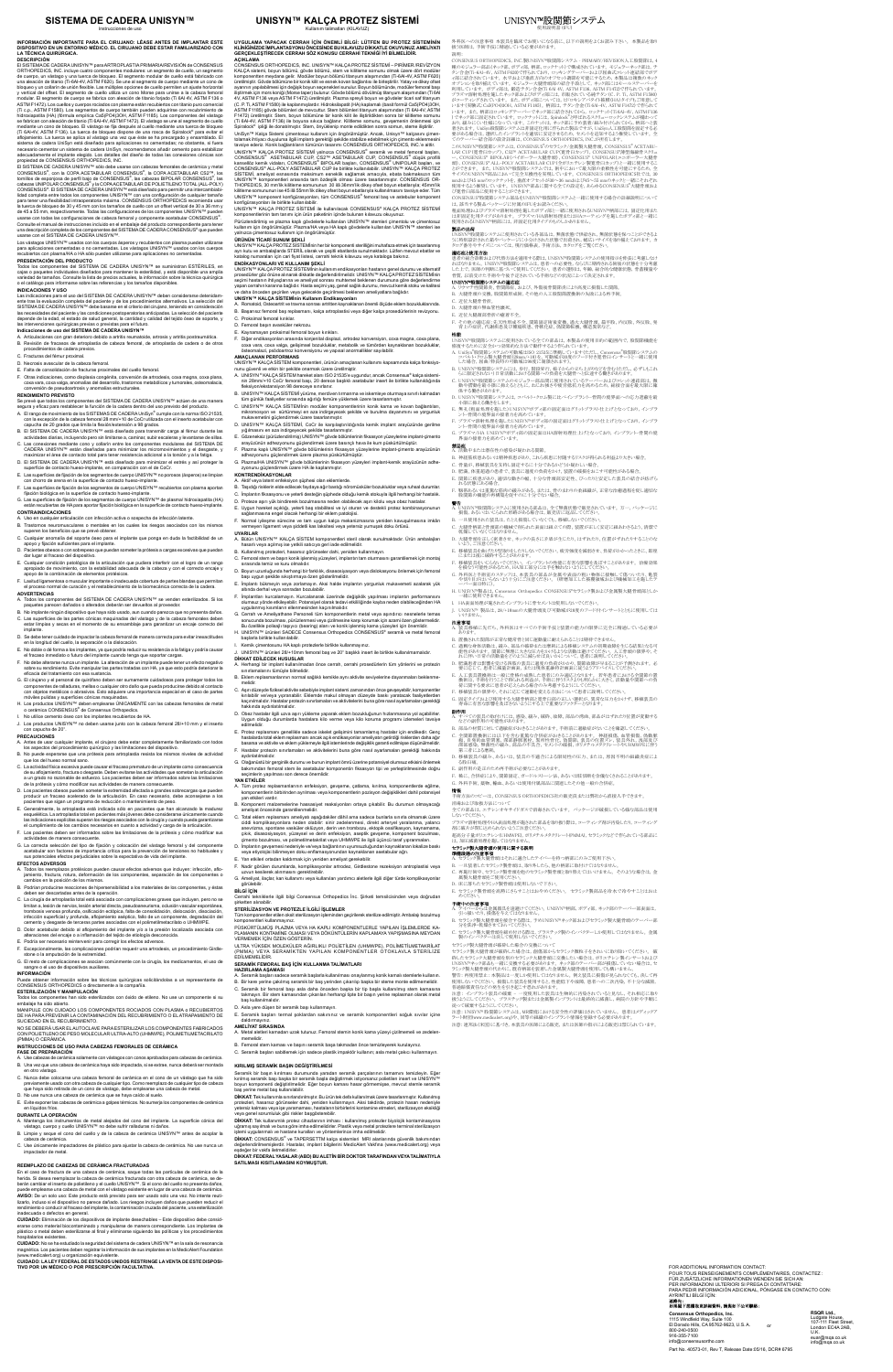# SISTEMA DE CADERA UNISYN™

Instrucciones de uso

# UNISYN™ KALÇA PROTEZ SİSTEMİ

Kullanım talimatları (KILAVUZ)

# UNISYN™股関節システム

使用説明書(IFU)

FOR ADDITIONAL INFORMATION CONTACT:
POUR TOUS RENSEIGNEMENTS COMPLÉMENTAIRES, CONTACTEZ :
FÜR ZUSÄTZLICHE INFORMATIONEN WENDEN SIE SICH AN:
PER ULTERIORI INFORMAZIONI SI PREGA DI CONTATTARE:
PARA OBTENER MÁS INFORMACIÓN, PÓNGASE EN CONTACTO CON:
AYRINTILI BİLGİ İÇİN:

**Consensus Orthopedics, Inc.**
1115 Windfield Way, Suite 100
El Dorado Hills, CA 95762-9623, U.S.A.
800-303-5900
916-355-7100
info@consensusortho.com

or

**RSQR Ltd.**
Ludgate House,
107-111 Fleet Street,
London EC4A 2AB
U.K.
sue@rsqr.co.uk
info@rsqr.co.uk

Part No. 40573-01, Rev T, Release Date 05/16, DCR# 0795